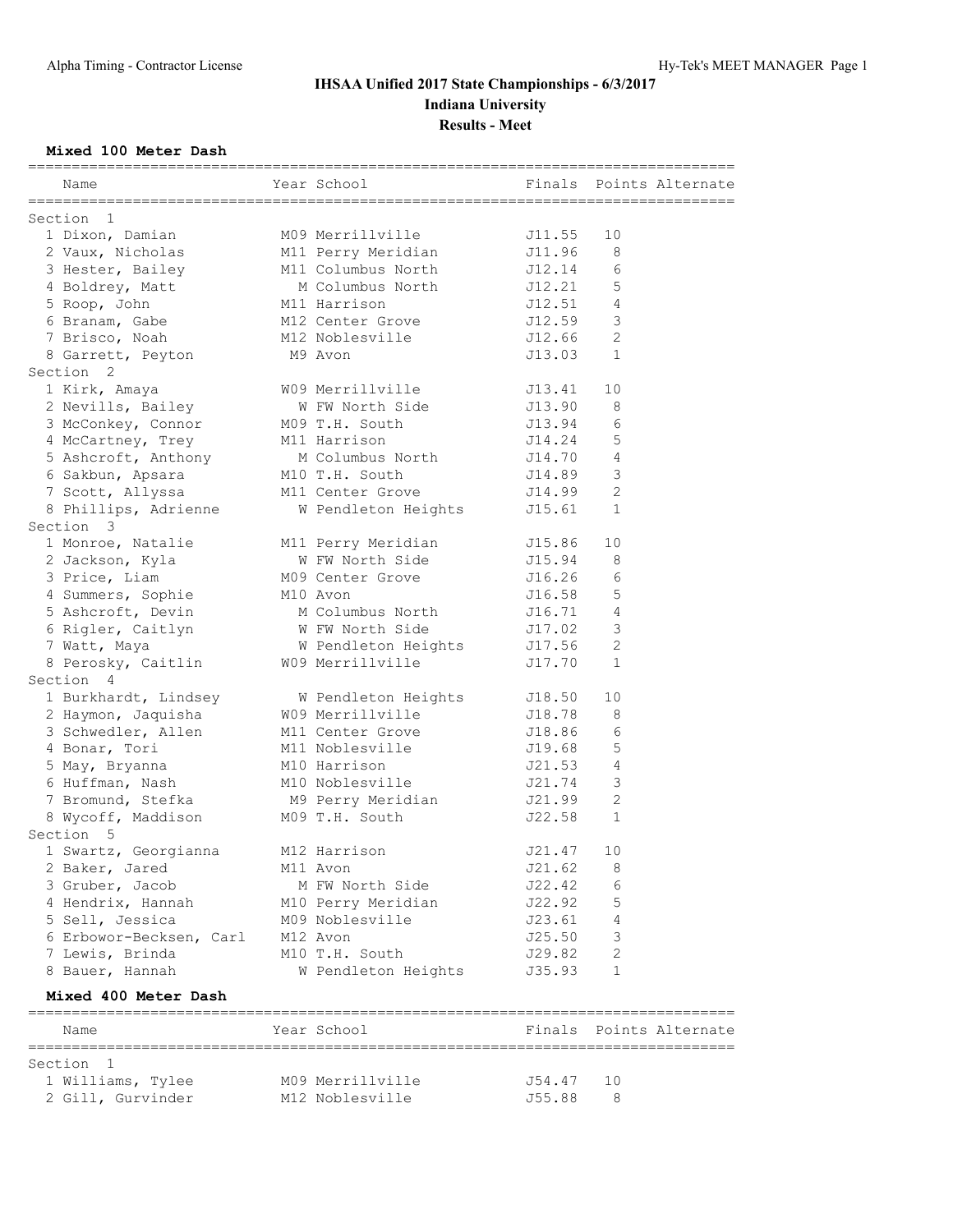# IHSAA Unified 2017 State Championships - 6/3/2017

## Indiana University

## Results - Meet

### Mixed 100 Meter Dash

| Name | Year | School | Finals | Points | Alternate |
|---|---|---|---|---|---|
| **Section 1** | | | | | |
| 1 Dixon, Damian | M09 | Merrillville | J11.55 | 10 | |
| 2 Vaux, Nicholas | M11 | Perry Meridian | J11.96 | 8 | |
| 3 Hester, Bailey | M11 | Columbus North | J12.14 | 6 | |
| 4 Boldrey, Matt | M | Columbus North | J12.21 | 5 | |
| 5 Roop, John | M11 | Harrison | J12.51 | 4 | |
| 6 Branam, Gabe | M12 | Center Grove | J12.59 | 3 | |
| 7 Brisco, Noah | M12 | Noblesville | J12.66 | 2 | |
| 8 Garrett, Peyton | M9 | Avon | J13.03 | 1 | |
| **Section 2** | | | | | |
| 1 Kirk, Amaya | W09 | Merrillville | J13.41 | 10 | |
| 2 Nevills, Bailey | W | FW North Side | J13.90 | 8 | |
| 3 McConkey, Connor | M09 | T.H. South | J13.94 | 6 | |
| 4 McCartney, Trey | M11 | Harrison | J14.24 | 5 | |
| 5 Ashcroft, Anthony | M | Columbus North | J14.70 | 4 | |
| 6 Sakbun, Apsara | M10 | T.H. South | J14.89 | 3 | |
| 7 Scott, Allyssa | M11 | Center Grove | J14.99 | 2 | |
| 8 Phillips, Adrienne | W | Pendleton Heights | J15.61 | 1 | |
| **Section 3** | | | | | |
| 1 Monroe, Natalie | M11 | Perry Meridian | J15.86 | 10 | |
| 2 Jackson, Kyla | W | FW North Side | J15.94 | 8 | |
| 3 Price, Liam | M09 | Center Grove | J16.26 | 6 | |
| 4 Summers, Sophie | M10 | Avon | J16.58 | 5 | |
| 5 Ashcroft, Devin | M | Columbus North | J16.71 | 4 | |
| 6 Rigler, Caitlyn | W | FW North Side | J17.02 | 3 | |
| 7 Watt, Maya | W | Pendleton Heights | J17.56 | 2 | |
| 8 Perosky, Caitlin | W09 | Merrillville | J17.70 | 1 | |
| **Section 4** | | | | | |
| 1 Burkhardt, Lindsey | W | Pendleton Heights | J18.50 | 10 | |
| 2 Haymon, Jaquisha | W09 | Merrillville | J18.78 | 8 | |
| 3 Schwedler, Allen | M11 | Center Grove | J18.86 | 6 | |
| 4 Bonar, Tori | M11 | Noblesville | J19.68 | 5 | |
| 5 May, Bryanna | M10 | Harrison | J21.53 | 4 | |
| 6 Huffman, Nash | M10 | Noblesville | J21.74 | 3 | |
| 7 Bromund, Stefka | M9 | Perry Meridian | J21.99 | 2 | |
| 8 Wycoff, Maddison | M09 | T.H. South | J22.58 | 1 | |
| **Section 5** | | | | | |
| 1 Swartz, Georgianna | M12 | Harrison | J21.47 | 10 | |
| 2 Baker, Jared | M11 | Avon | J21.62 | 8 | |
| 3 Gruber, Jacob | M | FW North Side | J22.42 | 6 | |
| 4 Hendrix, Hannah | M10 | Perry Meridian | J22.92 | 5 | |
| 5 Sell, Jessica | M09 | Noblesville | J23.61 | 4 | |
| 6 Erbowor-Becksen, Carl | M12 | Avon | J25.50 | 3 | |
| 7 Lewis, Brinda | M10 | T.H. South | J29.82 | 2 | |
| 8 Bauer, Hannah | W | Pendleton Heights | J35.93 | 1 | |

### Mixed 400 Meter Dash

| Name | Year | School | Finals | Points | Alternate |
|---|---|---|---|---|---|
| **Section 1** | | | | | |
| 1 Williams, Tylee | M09 | Merrillville | J54.47 | 10 | |
| 2 Gill, Gurvinder | M12 | Noblesville | J55.88 | 8 | |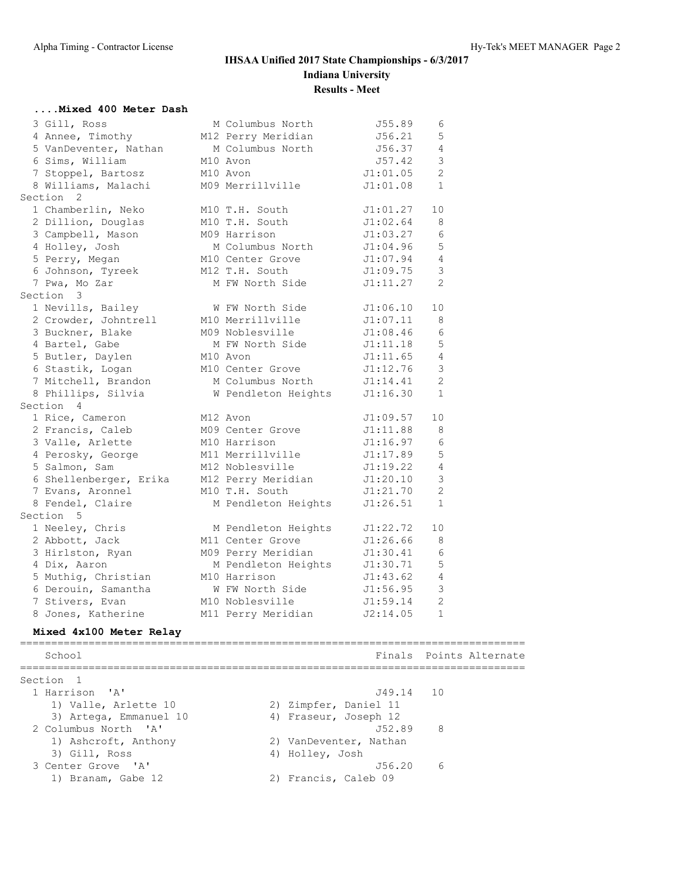# IHSAA Unified 2017 State Championships - 6/3/2017

**Indiana University**

**Results - Meet**

### ....Mixed 400 Meter Dash

| Place | Name | Year | School | Time | Points |
|---|---|---|---|---|---|
| 3 | Gill, Ross | M | Columbus North | J55.89 | 6 |
| 4 | Annee, Timothy | M12 | Perry Meridian | J56.21 | 5 |
| 5 | VanDeventer, Nathan | M | Columbus North | J56.37 | 4 |
| 6 | Sims, William | M10 | Avon | J57.42 | 3 |
| 7 | Stoppel, Bartosz | M10 | Avon | J1:01.05 | 2 |
| 8 | Williams, Malachi | M09 | Merrillville | J1:01.08 | 1 |
| **Section 2** | | | | | |
| 1 | Chamberlin, Neko | M10 | T.H. South | J1:01.27 | 10 |
| 2 | Dillion, Douglas | M10 | T.H. South | J1:02.64 | 8 |
| 3 | Campbell, Mason | M09 | Harrison | J1:03.27 | 6 |
| 4 | Holley, Josh | M | Columbus North | J1:04.96 | 5 |
| 5 | Perry, Megan | M10 | Center Grove | J1:07.94 | 4 |
| 6 | Johnson, Tyreek | M12 | T.H. South | J1:09.75 | 3 |
| 7 | Pwa, Mo Zar | M | FW North Side | J1:11.27 | 2 |
| **Section 3** | | | | | |
| 1 | Nevills, Bailey | W | FW North Side | J1:06.10 | 10 |
| 2 | Crowder, Johntrell | M10 | Merrillville | J1:07.11 | 8 |
| 3 | Buckner, Blake | M09 | Noblesville | J1:08.46 | 6 |
| 4 | Bartel, Gabe | M | FW North Side | J1:11.18 | 5 |
| 5 | Butler, Daylen | M10 | Avon | J1:11.65 | 4 |
| 6 | Stastik, Logan | M10 | Center Grove | J1:12.76 | 3 |
| 7 | Mitchell, Brandon | M | Columbus North | J1:14.41 | 2 |
| 8 | Phillips, Silvia | W | Pendleton Heights | J1:16.30 | 1 |
| **Section 4** | | | | | |
| 1 | Rice, Cameron | M12 | Avon | J1:09.57 | 10 |
| 2 | Francis, Caleb | M09 | Center Grove | J1:11.88 | 8 |
| 3 | Valle, Arlette | M10 | Harrison | J1:16.97 | 6 |
| 4 | Perosky, George | M11 | Merrillville | J1:17.89 | 5 |
| 5 | Salmon, Sam | M12 | Noblesville | J1:19.22 | 4 |
| 6 | Shellenberger, Erika | M12 | Perry Meridian | J1:20.10 | 3 |
| 7 | Evans, Aronnel | M10 | T.H. South | J1:21.70 | 2 |
| 8 | Fendel, Claire | M | Pendleton Heights | J1:26.51 | 1 |
| **Section 5** | | | | | |
| 1 | Neeley, Chris | M | Pendleton Heights | J1:22.72 | 10 |
| 2 | Abbott, Jack | M11 | Center Grove | J1:26.66 | 8 |
| 3 | Hirlston, Ryan | M09 | Perry Meridian | J1:30.41 | 6 |
| 4 | Dix, Aaron | M | Pendleton Heights | J1:30.71 | 5 |
| 5 | Muthig, Christian | M10 | Harrison | J1:43.62 | 4 |
| 6 | Derouin, Samantha | W | FW North Side | J1:56.95 | 3 |
| 7 | Stivers, Evan | M10 | Noblesville | J1:59.14 | 2 |
| 8 | Jones, Katherine | M11 | Perry Meridian | J2:14.05 | 1 |

### Mixed 4x100 Meter Relay

| School | Finals | Points | Alternate |
|---|---|---|---|
| **Section 1** | | | |
| 1 Harrison 'A' | J49.14 | 10 | |
| 1) Valle, Arlette 10; 2) Zimpfer, Daniel 11; 3) Artega, Emmanuel 10; 4) Fraseur, Joseph 12 | | | |
| 2 Columbus North 'A' | J52.89 | 8 | |
| 1) Ashcroft, Anthony; 2) VanDeventer, Nathan; 3) Gill, Ross; 4) Holley, Josh | | | |
| 3 Center Grove 'A' | J56.20 | 6 | |
| 1) Branam, Gabe 12; 2) Francis, Caleb 09 | | | |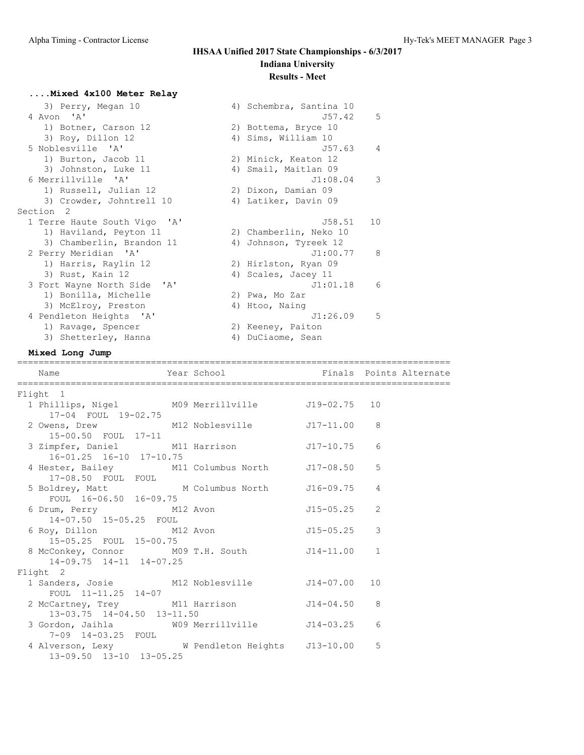# IHSAA Unified 2017 State Championships - 6/3/2017

## Indiana University

### Results - Meet

**....Mixed 4x100 Meter Relay**

```
    3) Perry, Megan 10                 4) Schembra, Santina 10
  4 Avon  'A'                                       J57.42    5
    1) Botner, Carson 12               2) Bottema, Bryce 10
    3) Roy, Dillon 12                  4) Sims, William 10
  5 Noblesville  'A'                                J57.63    4
    1) Burton, Jacob 11                2) Minick, Keaton 12
    3) Johnston, Luke 11               4) Smail, Maitlan 09
  6 Merrillville  'A'                             J1:08.04    3
    1) Russell, Julian 12              2) Dixon, Damian 09
    3) Crowder, Johntrell 10           4) Latiker, Davin 09
Section  2
  1 Terre Haute South Vigo  'A'                     J58.51   10
    1) Haviland, Peyton 11             2) Chamberlin, Neko 10
    3) Chamberlin, Brandon 11          4) Johnson, Tyreek 12
  2 Perry Meridian  'A'                           J1:00.77    8
    1) Harris, Raylin 12               2) Hirlston, Ryan 09
    3) Rust, Kain 12                   4) Scales, Jacey 11
  3 Fort Wayne North Side  'A'                    J1:01.18    6
    1) Bonilla, Michelle               2) Pwa, Mo Zar
    3) McElroy, Preston                4) Htoo, Naing
  4 Pendleton Heights  'A'                        J1:26.09    5
    1) Ravage, Spencer                 2) Keeney, Paiton
    3) Shetterley, Hanna               4) DuCiaome, Sean
```

**Mixed Long Jump**

```
===================================================================================
    Name                    Year School               Finals  Points Alternate
===================================================================================
Flight  1
  1 Phillips, Nigel          M09 Merrillville        J19-02.75   10
      17-04  FOUL  19-02.75
  2 Owens, Drew              M12 Noblesville         J17-11.00    8
      15-00.50  FOUL  17-11
  3 Zimpfer, Daniel          M11 Harrison            J17-10.75    6
      16-01.25  16-10  17-10.75
  4 Hester, Bailey           M11 Columbus North      J17-08.50    5
      17-08.50  FOUL  FOUL
  5 Boldrey, Matt              M Columbus North      J16-09.75    4
      FOUL  16-06.50  16-09.75
  6 Drum, Perry              M12 Avon                J15-05.25    2
      14-07.50  15-05.25  FOUL
  6 Roy, Dillon              M12 Avon                J15-05.25    3
      15-05.25  FOUL  15-00.75
  8 McConkey, Connor         M09 T.H. South          J14-11.00    1
      14-09.75  14-11  14-07.25
Flight  2
  1 Sanders, Josie           M12 Noblesville         J14-07.00   10
      FOUL  11-11.25  14-07
  2 McCartney, Trey          M11 Harrison            J14-04.50    8
      13-03.75  14-04.50  13-11.50
  3 Gordon, Jaihla           W09 Merrillville        J14-03.25    6
      7-09  14-03.25  FOUL
  4 Alverson, Lexy             W Pendleton Heights   J13-10.00    5
      13-09.50  13-10  13-05.25
```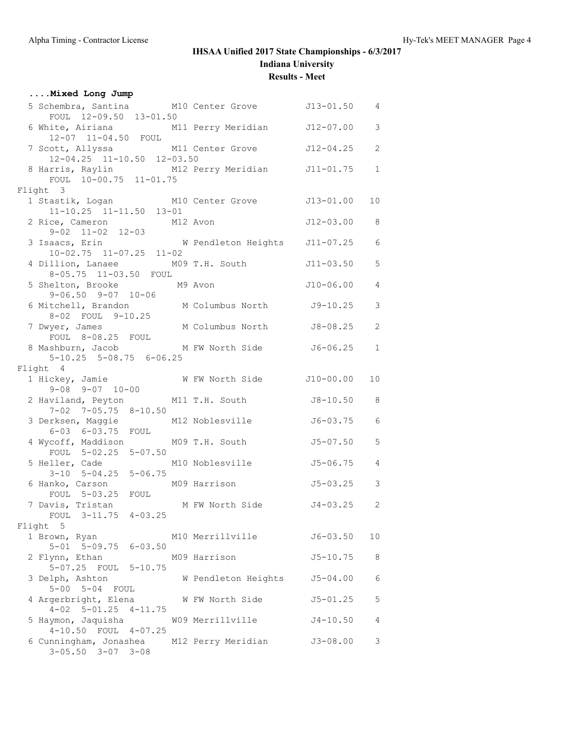# IHSAA Unified 2017 State Championships - 6/3/2017

## Indiana University

### Results - Meet

**....Mixed Long Jump**

```
  5 Schembra, Santina       M10 Center Grove         J13-01.50   4
      FOUL  12-09.50  13-01.50
  6 White, Airiana          M11 Perry Meridian       J12-07.00   3
      12-07  11-04.50  FOUL
  7 Scott, Allyssa          M11 Center Grove         J12-04.25   2
      12-04.25  11-10.50  12-03.50
  8 Harris, Raylin          M12 Perry Meridian       J11-01.75   1
      FOUL  10-00.75  11-01.75
Flight  3
  1 Stastik, Logan          M10 Center Grove         J13-01.00  10
      11-10.25  11-11.50  13-01
  2 Rice, Cameron           M12 Avon                 J12-03.00   8
      9-02  11-02  12-03
  3 Isaacs, Erin            W Pendleton Heights      J11-07.25   6
      10-02.75  11-07.25  11-02
  4 Dillion, Lanaee         M09 T.H. South           J11-03.50   5
      8-05.75  11-03.50  FOUL
  5 Shelton, Brooke         M9 Avon                  J10-06.00   4
      9-06.50  9-07  10-06
  6 Mitchell, Brandon       M Columbus North         J9-10.25    3
      8-02  FOUL  9-10.25
  7 Dwyer, James            M Columbus North         J8-08.25    2
      FOUL  8-08.25  FOUL
  8 Mashburn, Jacob         M FW North Side          J6-06.25    1
      5-10.25  5-08.75  6-06.25
Flight  4
  1 Hickey, Jamie           W FW North Side          J10-00.00  10
      9-08  9-07  10-00
  2 Haviland, Peyton        M11 T.H. South           J8-10.50    8
      7-02  7-05.75  8-10.50
  3 Derksen, Maggie         M12 Noblesville          J6-03.75    6
      6-03  6-03.75  FOUL
  4 Wycoff, Maddison        M09 T.H. South           J5-07.50    5
      FOUL  5-02.25  5-07.50
  5 Heller, Cade            M10 Noblesville          J5-06.75    4
      3-10  5-04.25  5-06.75
  6 Hanko, Carson           M09 Harrison             J5-03.25    3
      FOUL  5-03.25  FOUL
  7 Davis, Tristan          M FW North Side          J4-03.25    2
      FOUL  3-11.75  4-03.25
Flight  5
  1 Brown, Ryan             M10 Merrillville         J6-03.50   10
      5-01  5-09.75  6-03.50
  2 Flynn, Ethan            M09 Harrison             J5-10.75    8
      5-07.25  FOUL  5-10.75
  3 Delph, Ashton           W Pendleton Heights      J5-04.00    6
      5-00  5-04  FOUL
  4 Argerbright, Elena      W FW North Side          J5-01.25    5
      4-02  5-01.25  4-11.75
  5 Haymon, Jaquisha        W09 Merrillville         J4-10.50    4
      4-10.50  FOUL  4-07.25
  6 Cunningham, Jonashea    M12 Perry Meridian       J3-08.00    3
      3-05.50  3-07  3-08
```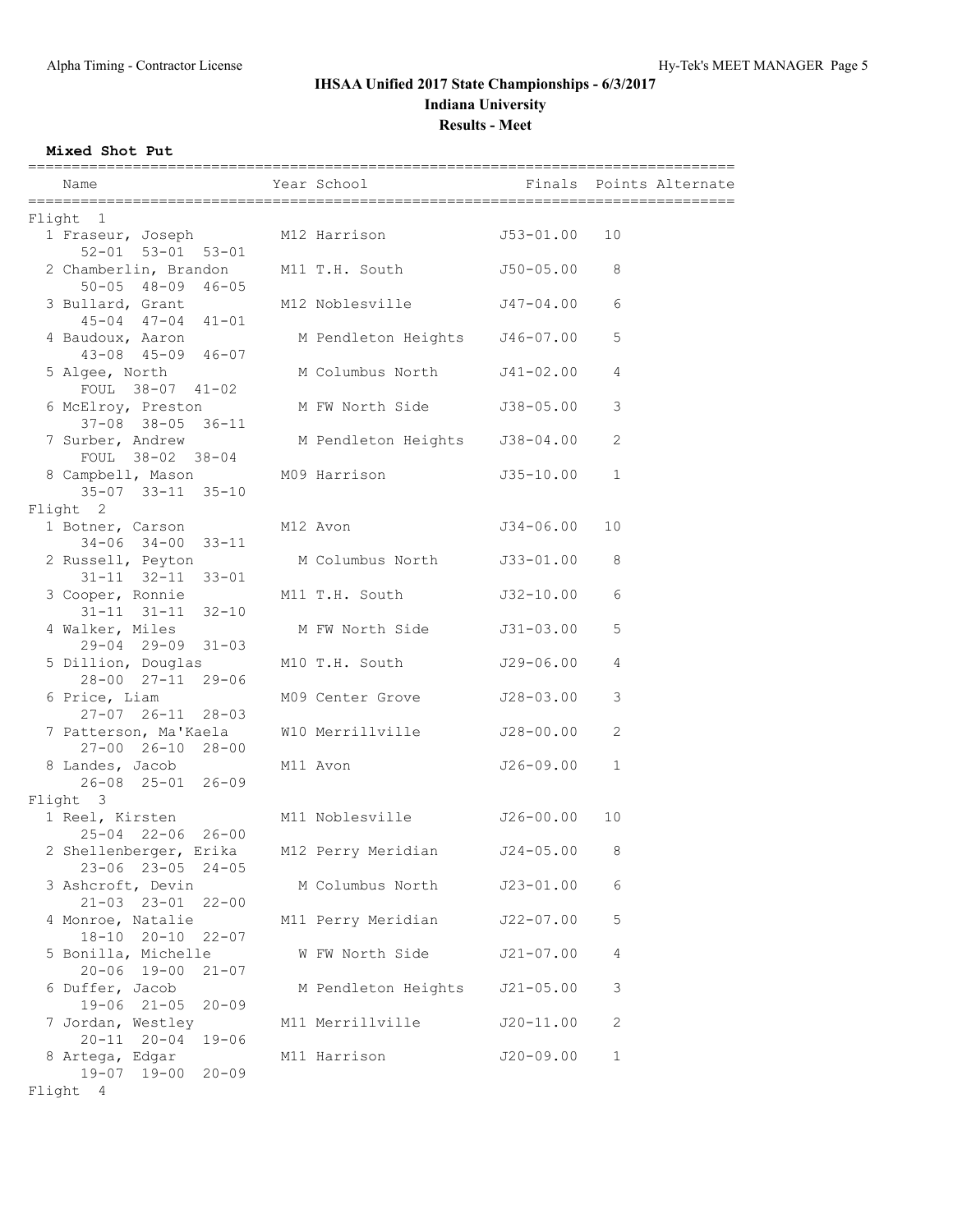## IHSAA Unified 2017 State Championships - 6/3/2017

### Indiana University

### Results - Meet

**Mixed Shot Put**

| Name | Year | School | Finals | Points | Alternate |
|---|---|---|---|---|---|
| **Flight 1** | | | | | |
| 1 Fraseur, Joseph | M12 | Harrison | J53-01.00 | 10 | |
| 52-01 53-01 53-01 | | | | | |
| 2 Chamberlin, Brandon | M11 | T.H. South | J50-05.00 | 8 | |
| 50-05 48-09 46-05 | | | | | |
| 3 Bullard, Grant | M12 | Noblesville | J47-04.00 | 6 | |
| 45-04 47-04 41-01 | | | | | |
| 4 Baudoux, Aaron | M | Pendleton Heights | J46-07.00 | 5 | |
| 43-08 45-09 46-07 | | | | | |
| 5 Algee, North | M | Columbus North | J41-02.00 | 4 | |
| FOUL 38-07 41-02 | | | | | |
| 6 McElroy, Preston | M | FW North Side | J38-05.00 | 3 | |
| 37-08 38-05 36-11 | | | | | |
| 7 Surber, Andrew | M | Pendleton Heights | J38-04.00 | 2 | |
| FOUL 38-02 38-04 | | | | | |
| 8 Campbell, Mason | M09 | Harrison | J35-10.00 | 1 | |
| 35-07 33-11 35-10 | | | | | |
| **Flight 2** | | | | | |
| 1 Botner, Carson | M12 | Avon | J34-06.00 | 10 | |
| 34-06 34-00 33-11 | | | | | |
| 2 Russell, Peyton | M | Columbus North | J33-01.00 | 8 | |
| 31-11 32-11 33-01 | | | | | |
| 3 Cooper, Ronnie | M11 | T.H. South | J32-10.00 | 6 | |
| 31-11 31-11 32-10 | | | | | |
| 4 Walker, Miles | M | FW North Side | J31-03.00 | 5 | |
| 29-04 29-09 31-03 | | | | | |
| 5 Dillion, Douglas | M10 | T.H. South | J29-06.00 | 4 | |
| 28-00 27-11 29-06 | | | | | |
| 6 Price, Liam | M09 | Center Grove | J28-03.00 | 3 | |
| 27-07 26-11 28-03 | | | | | |
| 7 Patterson, Ma'Kaela | W10 | Merrillville | J28-00.00 | 2 | |
| 27-00 26-10 28-00 | | | | | |
| 8 Landes, Jacob | M11 | Avon | J26-09.00 | 1 | |
| 26-08 25-01 26-09 | | | | | |
| **Flight 3** | | | | | |
| 1 Reel, Kirsten | M11 | Noblesville | J26-00.00 | 10 | |
| 25-04 22-06 26-00 | | | | | |
| 2 Shellenberger, Erika | M12 | Perry Meridian | J24-05.00 | 8 | |
| 23-06 23-05 24-05 | | | | | |
| 3 Ashcroft, Devin | M | Columbus North | J23-01.00 | 6 | |
| 21-03 23-01 22-00 | | | | | |
| 4 Monroe, Natalie | M11 | Perry Meridian | J22-07.00 | 5 | |
| 18-10 20-10 22-07 | | | | | |
| 5 Bonilla, Michelle | W | FW North Side | J21-07.00 | 4 | |
| 20-06 19-00 21-07 | | | | | |
| 6 Duffer, Jacob | M | Pendleton Heights | J21-05.00 | 3 | |
| 19-06 21-05 20-09 | | | | | |
| 7 Jordan, Westley | M11 | Merrillville | J20-11.00 | 2 | |
| 20-11 20-04 19-06 | | | | | |
| 8 Artega, Edgar | M11 | Harrison | J20-09.00 | 1 | |
| 19-07 19-00 20-09 | | | | | |
| **Flight 4** | | | | | |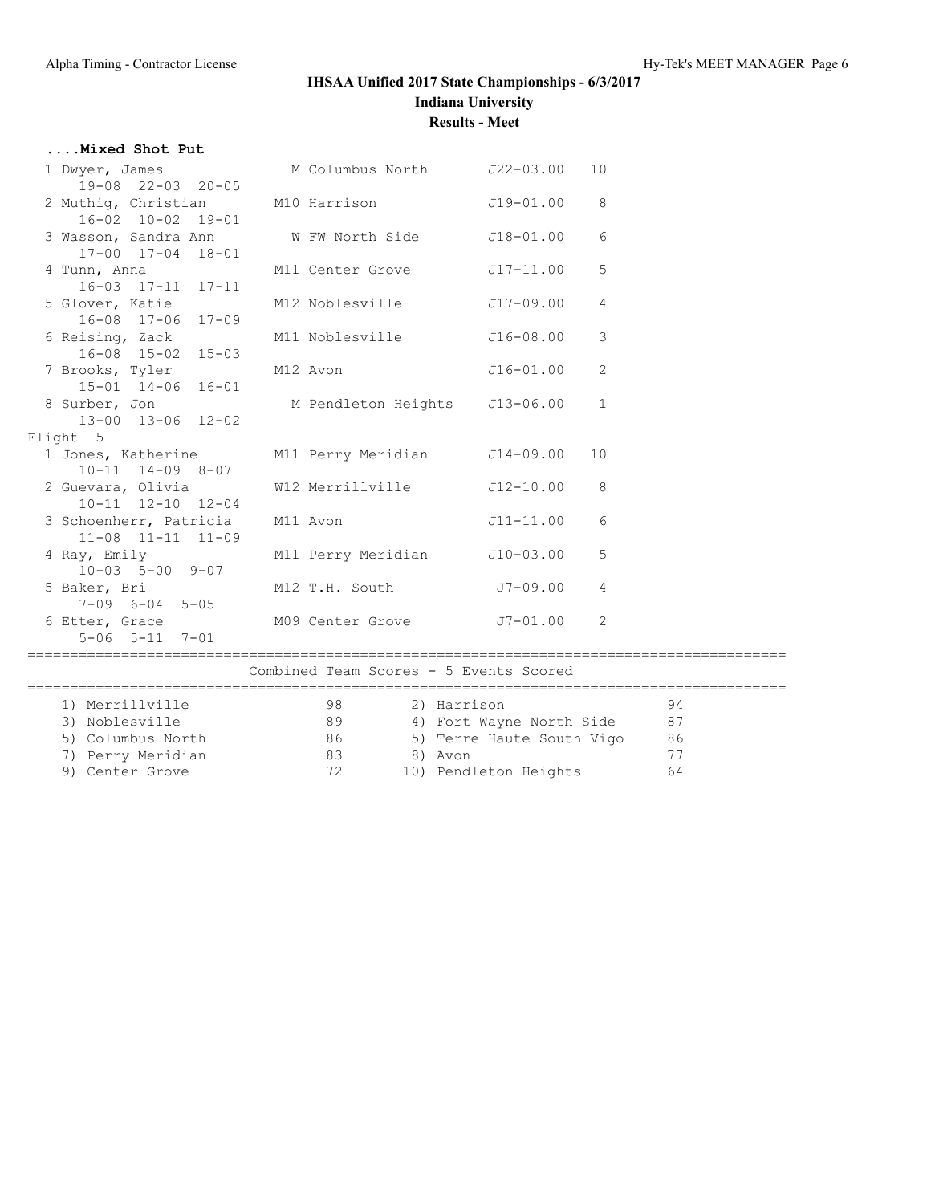# IHSAA Unified 2017 State Championships - 6/3/2017

## Indiana University

### Results - Meet

**....Mixed Shot Put**

```
  1 Dwyer, James               M Columbus North       J22-03.00   10
      19-08  22-03  20-05
  2 Muthig, Christian        M10 Harrison             J19-01.00    8
      16-02  10-02  19-01
  3 Wasson, Sandra Ann         W FW North Side        J18-01.00    6
      17-00  17-04  18-01
  4 Tunn, Anna               M11 Center Grove         J17-11.00    5
      16-03  17-11  17-11
  5 Glover, Katie            M12 Noblesville          J17-09.00    4
      16-08  17-06  17-09
  6 Reising, Zack            M11 Noblesville          J16-08.00    3
      16-08  15-02  15-03
  7 Brooks, Tyler            M12 Avon                 J16-01.00    2
      15-01  14-06  16-01
  8 Surber, Jon                M Pendleton Heights    J13-06.00    1
      13-00  13-06  12-02
Flight  5
  1 Jones, Katherine         M11 Perry Meridian       J14-09.00   10
      10-11  14-09  8-07
  2 Guevara, Olivia          W12 Merrillville         J12-10.00    8
      10-11  12-10  12-04
  3 Schoenherr, Patricia     M11 Avon                 J11-11.00    6
      11-08  11-11  11-09
  4 Ray, Emily               M11 Perry Meridian       J10-03.00    5
      10-03  5-00  9-07
  5 Baker, Bri               M12 T.H. South            J7-09.00    4
      7-09  6-04  5-05
  6 Etter, Grace             M09 Center Grove          J7-01.00    2
      5-06  5-11  7-01
```

Combined Team Scores - 5 Events Scored

| | | | |
|---|---|---|---|
| 1) Merrillville | 98 | 2) Harrison | 94 |
| 3) Noblesville | 89 | 4) Fort Wayne North Side | 87 |
| 5) Columbus North | 86 | 5) Terre Haute South Vigo | 86 |
| 7) Perry Meridian | 83 | 8) Avon | 77 |
| 9) Center Grove | 72 | 10) Pendleton Heights | 64 |